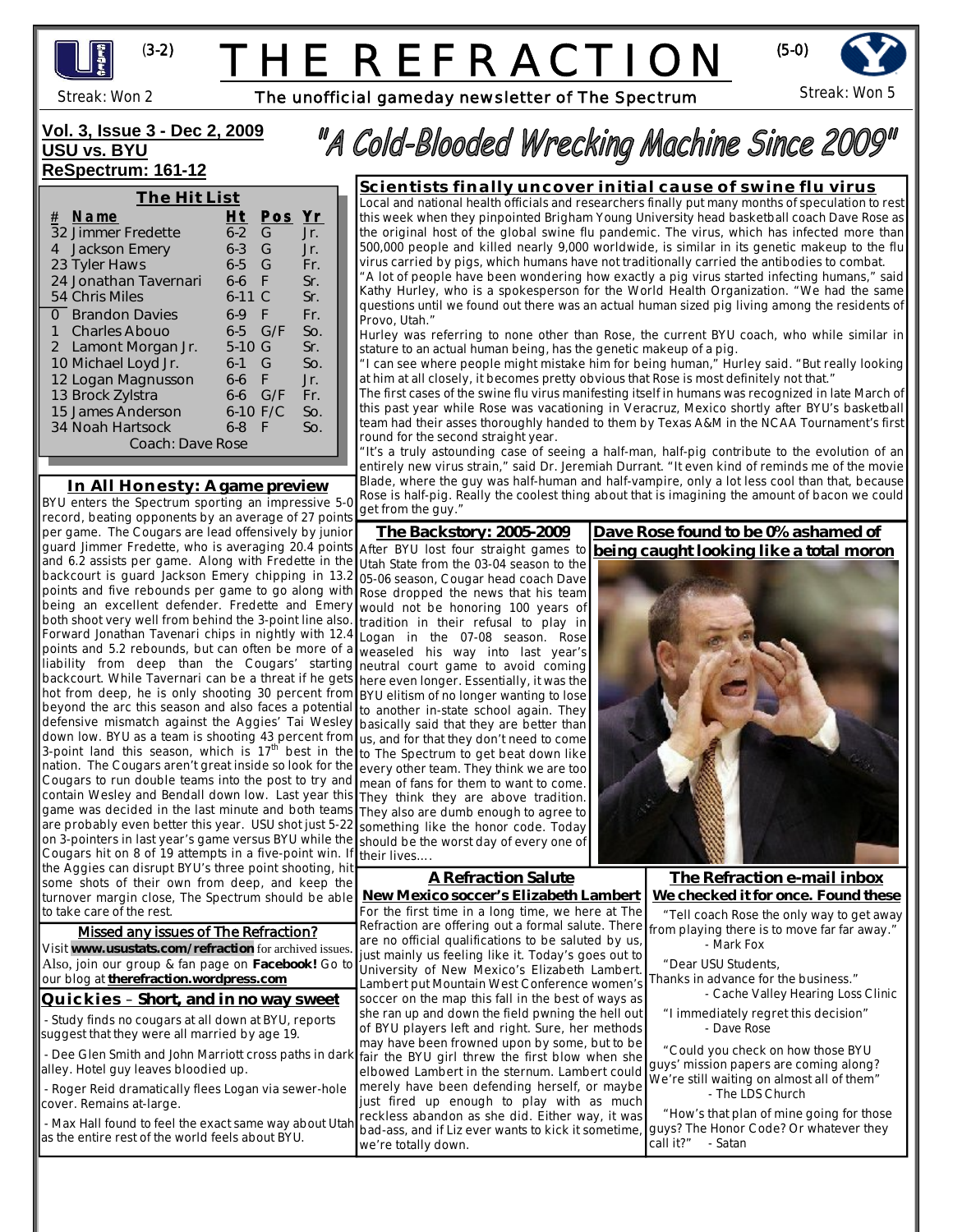(3-2) # THE REFRACTION (5-0)

Streak: Won 2 — The unofficial gameday newsletter of The Spectrum — Streak: Won 5

**Vol. 3, Issue 3 - Dec 2, 2009**
**USU vs. BYU**
**ReSpectrum: 161-12**

## "A Cold-Blooded Wrecking Machine Since 2009"

### The Hit List

| # | Name | Ht | Pos | Yr |
|---|---|---|---|---|
| 32 | Jimmer Fredette | 6-2 | G | Jr. |
| 4 | Jackson Emery | 6-3 | G | Jr. |
| 23 | Tyler Haws | 6-5 | G | Fr. |
| 24 | Jonathan Tavernari | 6-6 | F | Sr. |
| 54 | Chris Miles | 6-11 | C | Sr. |
| 0 | Brandon Davies | 6-9 | F | Fr. |
| 1 | Charles Abouo | 6-5 | G/F | So. |
| 2 | Lamont Morgan Jr. | 5-10 | G | Sr. |
| 10 | Michael Loyd Jr. | 6-1 | G | So. |
| 12 | Logan Magnusson | 6-6 | F | Jr. |
| 13 | Brock Zylstra | 6-6 | G/F | Fr. |
| 15 | James Anderson | 6-10 | F/C | So. |
| 34 | Noah Hartsock | 6-8 | F | So. |

Coach: Dave Rose

### In All Honesty: A game preview

BYU enters the Spectrum sporting an impressive 5-0 record, beating opponents by an average of 27 points per game. The Cougars are lead offensively by junior guard Jimmer Fredette, who is averaging 20.4 points and 6.2 assists per game. Along with Fredette in the backcourt is guard Jackson Emery chipping in 13.2 points and five rebounds per game to go along with being an excellent defender. Fredette and Emery both shoot very well from behind the 3-point line also. Forward Jonathan Tavenari chips in nightly with 12.4 points and 5.2 rebounds, but can often be more of a liability from deep than the Cougars' starting backcourt. While Tavernari can be a threat if he gets hot from deep, he is only shooting 30 percent from beyond the arc this season and also faces a potential defensive mismatch against the Aggies' Tai Wesley down low. BYU as a team is shooting 43 percent from 3-point land this season, which is 17th best in the nation. The Cougars aren't great inside so look for the Cougars to run double teams into the post to try and contain Wesley and Bendall down low. Last year this game was decided in the last minute and both teams are probably even better this year. USU shot just 5-22 on 3-pointers in last year's game versus BYU while the Cougars hit on 8 of 19 attempts in a five-point win. If the Aggies can disrupt BYU's three point shooting, hit some shots of their own from deep, and keep the turnover margin close, The Spectrum should be able to take care of the rest.

### Missed any issues of The Refraction?

Visit **www.usustats.com/refraction** for archived issues. Also, join our group & fan page on **Facebook!** Go to our blog at **therefraction.wordpress.com**

### Quickies – Short, and in no way sweet

- Study finds no cougars at all down at BYU, reports suggest that they were all married by age 19.
- Dee Glen Smith and John Marriott cross paths in dark alley. Hotel guy leaves bloodied up.
- Roger Reid dramatically flees Logan via sewer-hole cover. Remains at-large.
- Max Hall found to feel the exact same way about Utah as the entire rest of the world feels about BYU.

### Scientists finally uncover initial cause of swine flu virus

Local and national health officials and researchers finally put many months of speculation to rest this week when they pinpointed Brigham Young University head basketball coach Dave Rose as the original host of the global swine flu pandemic. The virus, which has infected more than 500,000 people and killed nearly 9,000 worldwide, is similar in its genetic makeup to the flu virus carried by pigs, which humans have not traditionally carried the antibodies to combat.

"A lot of people have been wondering how exactly a pig virus started infecting humans," said Kathy Hurley, who is a spokesperson for the World Health Organization. "We had the same questions until we found out there was an actual human sized pig living among the residents of Provo, Utah."

Hurley was referring to none other than Rose, the current BYU coach, who while similar in stature to an actual human being, has the genetic makeup of a pig.

"I can see where people might mistake him for being human," Hurley said. "But really looking at him at all closely, it becomes pretty obvious that Rose is most definitely not that."

The first cases of the swine flu virus manifesting itself in humans was recognized in late March of this past year while Rose was vacationing in Veracruz, Mexico shortly after BYU's basketball team had their asses thoroughly handed to them by Texas A&M in the NCAA Tournament's first round for the second straight year.

"It's a truly astounding case of seeing a half-man, half-pig contribute to the evolution of an entirely new virus strain," said Dr. Jeremiah Durrant. "It even kind of reminds me of the movie Blade, where the guy was half-human and half-vampire, only a lot less cool than that, because Rose is half-pig. Really the coolest thing about that is imagining the amount of bacon we could get from the guy."

### The Backstory: 2005-2009

After BYU lost four straight games to Utah State from the 03-04 season to the 05-06 season, Cougar head coach Dave Rose dropped the news that his team would not be honoring 100 years of tradition in their refusal to play in Logan in the 07-08 season. Rose weaseled his way into last year's neutral court game to avoid coming here even longer. Essentially, it was the BYU elitism of no longer wanting to lose to another in-state school again. They basically said that they are better than us, and for that they don't need to come to The Spectrum to get beat down like every other team. They think we are too mean of fans for them to want to come. They think they are above tradition. They also are dumb enough to agree to something like the honor code. Today should be the worst day of every one of their lives….

### Dave Rose found to be 0% ashamed of being caught looking like a total moron

### A Refraction Salute
**New Mexico soccer's Elizabeth Lambert**

For the first time in a long time, we here at The Refraction are offering out a formal salute. There are no official qualifications to be saluted by us, just mainly us feeling like it. Today's goes out to University of New Mexico's Elizabeth Lambert. Lambert put Mountain West Conference women's soccer on the map this fall in the best of ways as she ran up and down the field pwning the hell out of BYU players left and right. Sure, her methods may have been frowned upon by some, but to be fair the BYU girl threw the first blow when she elbowed Lambert in the sternum. Lambert could merely have been defending herself, or maybe just fired up enough to play with as much reckless abandon as she did. Either way, it was bad-ass, and if Liz ever wants to kick it sometime, we're totally down.

### The Refraction e-mail inbox
**We checked it for once. Found these**

"Tell coach Rose the only way to get away from playing there is to move far far away."
- Mark Fox

"Dear USU Students,
Thanks in advance for the business."
- Cache Valley Hearing Loss Clinic

"I immediately regret this decision"
- Dave Rose

"Could you check on how those BYU guys' mission papers are coming along? We're still waiting on almost all of them"
- The LDS Church

"How's that plan of mine going for those guys? The Honor Code? Or whatever they call it?"
- Satan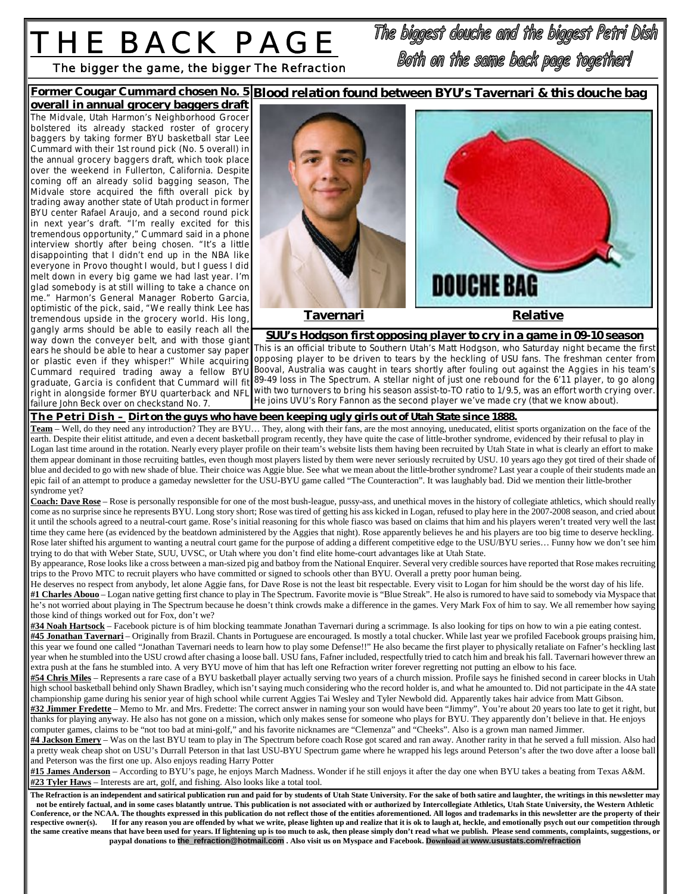# THE BACK PAGE

The bigger the game, the bigger The Refraction

The biggest douche and the biggest Petri Dish Both on the same back page together!

## Former Cougar Cummard chosen No. 5 overall in annual grocery baggers draft

The Midvale, Utah Harmon's Neighborhood Grocer bolstered its already stacked roster of grocery baggers by taking former BYU basketball star Lee Cummard with their 1st round pick (No. 5 overall) in the annual grocery baggers draft, which took place over the weekend in Fullerton, California. Despite coming off an already solid bagging season, The Midvale store acquired the fifth overall pick by trading away another state of Utah product in former BYU center Rafael Araujo, and a second round pick in next year's draft. "I'm really excited for this tremendous opportunity," Cummard said in a phone interview shortly after being chosen. "It's a little disappointing that I didn't end up in the NBA like everyone in Provo thought I would, but I guess I did melt down in every big game we had last year. I'm glad somebody is at still willing to take a chance on me." Harmon's General Manager Roberto Garcia, optimistic of the pick, said, "We really think Lee has tremendous upside in the grocery world. His long, gangly arms should be able to easily reach all the way down the conveyer belt, and with those giant ears he should be able to hear a customer say paper or plastic even if they whisper!" While acquiring Cummard required trading away a fellow BYU graduate, Garcia is confident that Cummard will fit right in alongside former BYU quarterback and NFL failure John Beck over on checkstand No. 7.

## Blood relation found between BYU's Tavernari & this douche bag

DOUCHE BAG

**Tavernari** **Relative**

## SUU's Hodgson first opposing player to cry in a game in 09-10 season

This is an official tribute to Southern Utah's Matt Hodgson, who Saturday night became the first opposing player to be driven to tears by the heckling of USU fans. The freshman center from Booval, Australia was caught in tears shortly after fouling out against the Aggies in his team's 89-49 loss in The Spectrum. A stellar night of just one rebound for the 6'11 player, to go along with two turnovers to bring his season assist-to-TO ratio to 1/9.5, was an effort worth crying over. He joins UVU's Rory Fannon as the second player we've made cry (that we know about).

## The Petri Dish – Dirt on the guys who have been keeping ugly girls out of Utah State since 1888.

**Team** – Well, do they need any introduction? They are BYU… They, along with their fans, are the most annoying, uneducated, elitist sports organization on the face of the earth. Despite their elitist attitude, and even a decent basketball program recently, they have quite the case of little-brother syndrome, evidenced by their refusal to play in Logan last time around in the rotation. Nearly every player profile on their team's website lists them having been recruited by Utah State in what is clearly an effort to make them appear dominant in those recruiting battles, even though most players listed by them were never seriously recruited by USU. 10 years ago they got tired of their shade of blue and decided to go with new shade of blue. Their choice was Aggie blue. See what we mean about the little-brother syndrome? Last year a couple of their students made an epic fail of an attempt to produce a gameday newsletter for the USU-BYU game called "The Counteraction". It was laughably bad. Did we mention their little-brother syndrome yet?

**Coach: Dave Rose** – Rose is personally responsible for one of the most bush-league, pussy-ass, and unethical moves in the history of collegiate athletics, which should really come as no surprise since he represents BYU. Long story short; Rose was tired of getting his ass kicked in Logan, refused to play here in the 2007-2008 season, and cried about it until the schools agreed to a neutral-court game. Rose's initial reasoning for this whole fiasco was based on claims that him and his players weren't treated very well the last time they came here (as evidenced by the beatdown administered by the Aggies that night). Rose apparently believes he and his players are too big time to deserve heckling. Rose later shifted his argument to wanting a neutral court game for the purpose of adding a different competitive edge to the USU/BYU series… Funny how we don't see him trying to do that with Weber State, SUU, UVSC, or Utah where you don't find elite home-court advantages like at Utah State.

By appearance, Rose looks like a cross between a man-sized pig and batboy from the National Enquirer. Several very credible sources have reported that Rose makes recruiting trips to the Provo MTC to recruit players who have committed or signed to schools other than BYU. Overall a pretty poor human being.

He deserves no respect from anybody, let alone Aggie fans, for Dave Rose is not the least bit respectable. Every visit to Logan for him should be the worst day of his life.

**#1 Charles Abouo** – Logan native getting first chance to play in The Spectrum. Favorite movie is "Blue Streak". He also is rumored to have said to somebody via Myspace that he's not worried about playing in The Spectrum because he doesn't think crowds make a difference in the games. Very Mark Fox of him to say. We all remember how saying those kind of things worked out for Fox, don't we?

**#34 Noah Hartsock** – Facebook picture is of him blocking teammate Jonathan Tavernari during a scrimmage. Is also looking for tips on how to win a pie eating contest.

**#45 Jonathan Tavernari** – Originally from Brazil. Chants in Portuguese are encouraged. Is mostly a total chucker. While last year we profiled Facebook groups praising him, this year we found one called "Jonathan Tavernari needs to learn how to play some Defense!!" He also became the first player to physically retaliate on Fafner's heckling last year when he stumbled into the USU crowd after chasing a loose ball. USU fans, Fafner included, respectfully tried to catch him and break his fall. Tavernari however threw an extra push at the fans he stumbled into. A very BYU move of him that has left one Refraction writer forever regretting not putting an elbow to his face.

**#54 Chris Miles** – Represents a rare case of a BYU basketball player actually serving two years of a church mission. Profile says he finished second in career blocks in Utah high school basketball behind only Shawn Bradley, which isn't saying much considering who the record holder is, and what he amounted to. Did not participate in the 4A state championship game during his senior year of high school while current Aggies Tai Wesley and Tyler Newbold did. Apparently takes hair advice from Matt Gibson.

**#32 Jimmer Fredette** – Memo to Mr. and Mrs. Fredette: The correct answer in naming your son would have been "Jimmy". You're about 20 years too late to get it right, but thanks for playing anyway. He also has not gone on a mission, which only makes sense for someone who plays for BYU. They apparently don't believe in that. He enjoys computer games, claims to be "not too bad at mini-golf," and his favorite nicknames are "Clemenza" and "Cheeks". Also is a grown man named Jimmer.

**#4 Jackson Emery** – Was on the last BYU team to play in The Spectrum before coach Rose got scared and ran away. Another rarity in that he served a full mission. Also had a pretty weak cheap shot on USU's Durrall Peterson in that last USU-BYU Spectrum game where he wrapped his legs around Peterson's after the two dove after a loose ball and Peterson was the first one up. Also enjoys reading Harry Potter

**#15 James Anderson** – According to BYU's page, he enjoys March Madness. Wonder if he still enjoys it after the day one when BYU takes a beating from Texas A&M.

**#23 Tyler Haws** – Interests are art, golf, and fishing. Also looks like a total tool.

**The Refraction is an independent and satirical publication run and paid for by students of Utah State University. For the sake of both satire and laughter, the writings in this newsletter may not be entirely factual, and in some cases blatantly untrue. This publication is not associated with or authorized by Intercollegiate Athletics, Utah State University, the Western Athletic Conference, or the NCAA. The thoughts expressed in this publication do not reflect those of the entities aforementioned. All logos and trademarks in this newsletter are the property of their respective owner(s). If for any reason you are offended by what we write, please lighten up and realize that it is ok to laugh at, heckle, and emotionally psych out our competition through the same creative means that have been used for years. If lightening up is too much to ask, then please simply don't read what we publish. Please send comments, complaints, suggestions, or paypal donations to the_refraction@hotmail.com . Also visit us on Myspace and Facebook. Download at www.usustats.com/refraction**